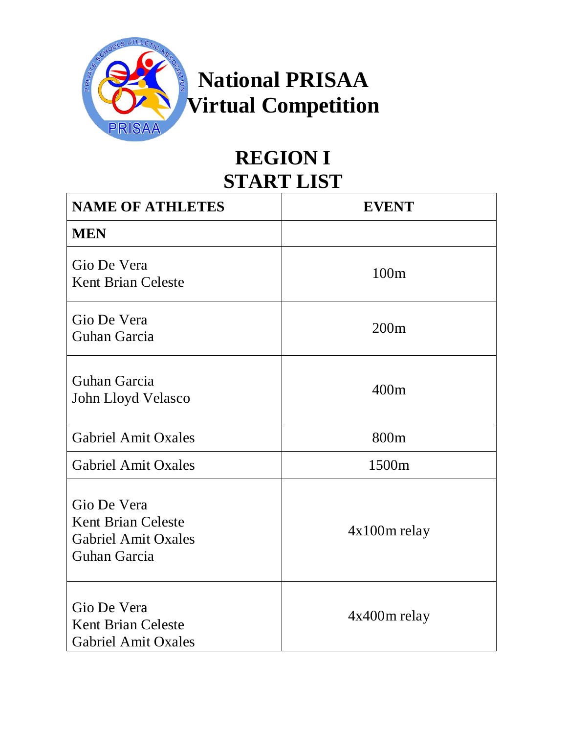# National PRISAA Virtual Competition

## REGION I
## START LIST

| NAME OF ATHLETES | EVENT |
|---|---|
| **MEN** | |
| Gio De Vera<br>Kent Brian Celeste | 100m |
| Gio De Vera<br>Guhan Garcia | 200m |
| Guhan Garcia<br>John Lloyd Velasco | 400m |
| Gabriel Amit Oxales | 800m |
| Gabriel Amit Oxales | 1500m |
| Gio De Vera<br>Kent Brian Celeste<br>Gabriel Amit Oxales<br>Guhan Garcia | 4x100m relay |
| Gio De Vera<br>Kent Brian Celeste<br>Gabriel Amit Oxales | 4x400m relay |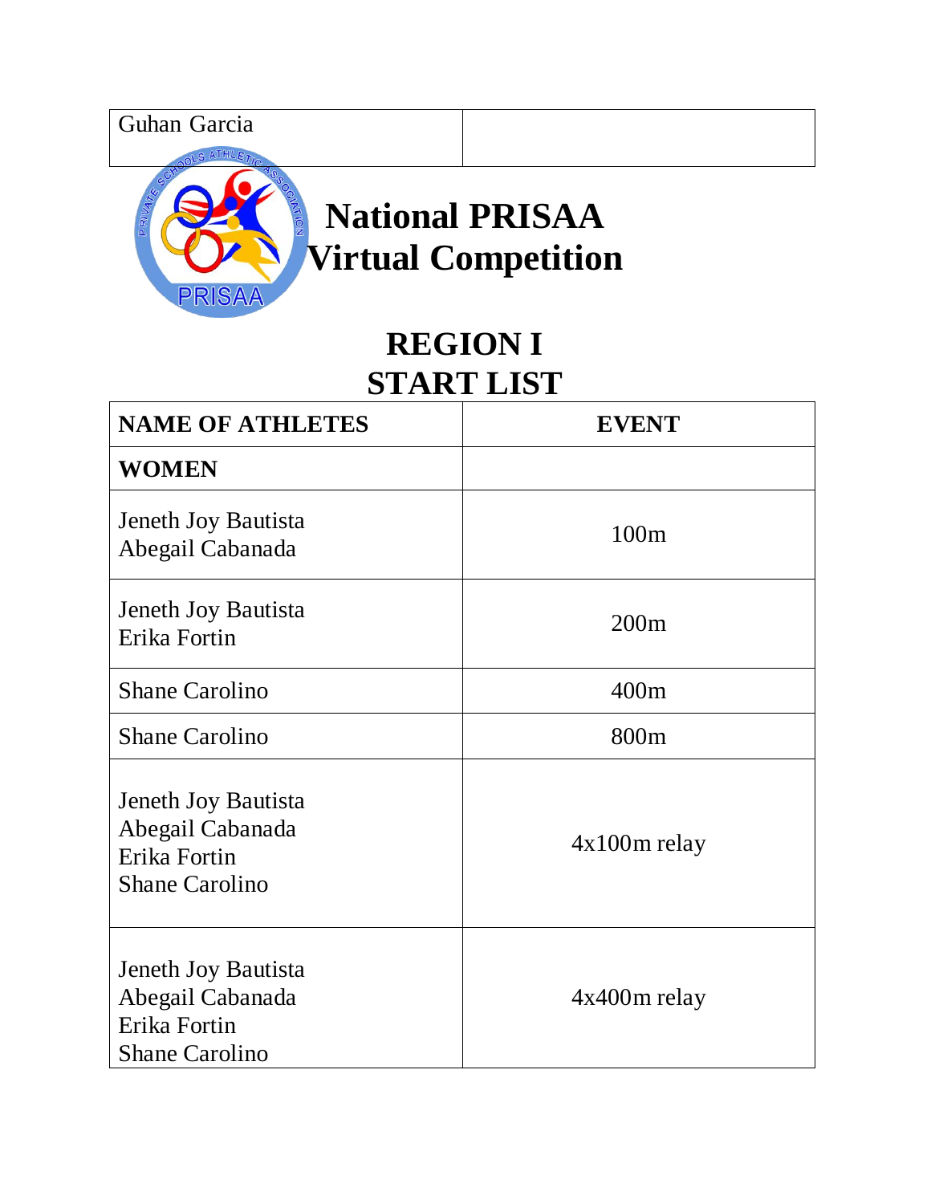| Guhan Garcia | |
|---|---|

# National PRISAA Virtual Competition

## REGION I
## START LIST

| NAME OF ATHLETES | EVENT |
|---|---|
| **WOMEN** | |
| Jeneth Joy Bautista<br>Abegail Cabanada | 100m |
| Jeneth Joy Bautista<br>Erika Fortin | 200m |
| Shane Carolino | 400m |
| Shane Carolino | 800m |
| Jeneth Joy Bautista<br>Abegail Cabanada<br>Erika Fortin<br>Shane Carolino | 4x100m relay |
| Jeneth Joy Bautista<br>Abegail Cabanada<br>Erika Fortin<br>Shane Carolino | 4x400m relay |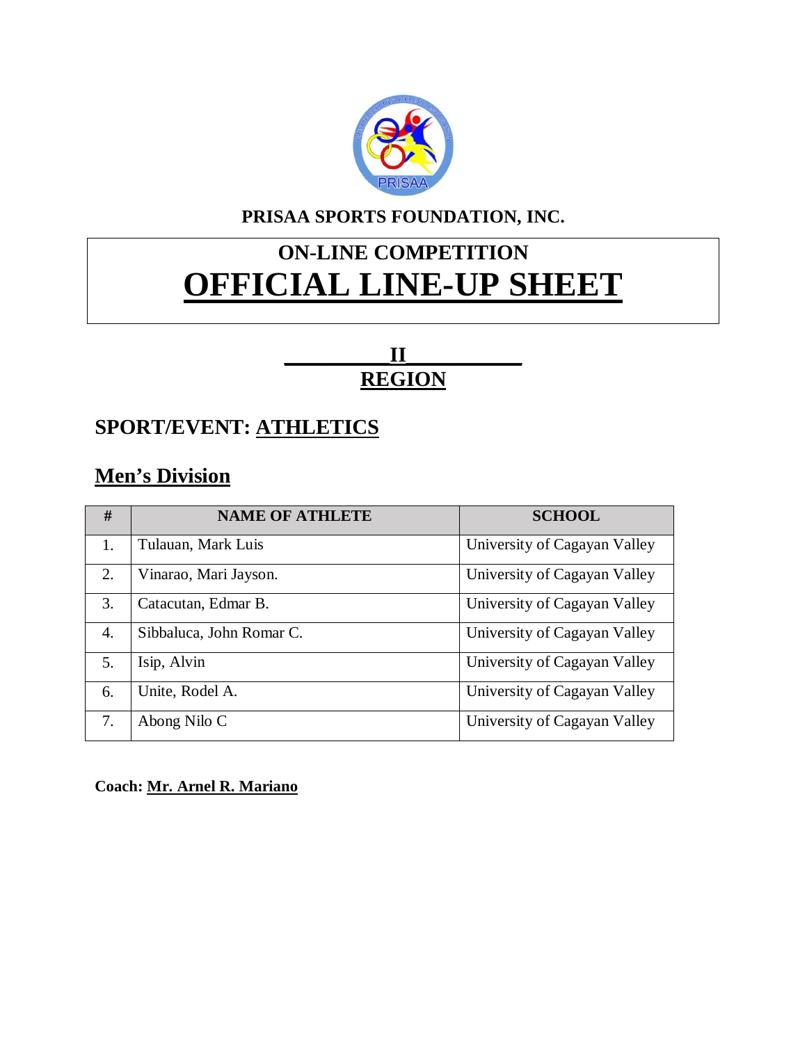**PRISAA SPORTS FOUNDATION, INC.**

## ON-LINE COMPETITION

# OFFICIAL LINE-UP SHEET

**__________II___________**

**REGION**

## SPORT/EVENT: ATHLETICS

### Men's Division

| # | NAME OF ATHLETE | SCHOOL |
|---|---|---|
| 1. | Tulauan, Mark Luis | University of Cagayan Valley |
| 2. | Vinarao, Mari Jayson. | University of Cagayan Valley |
| 3. | Catacutan, Edmar B. | University of Cagayan Valley |
| 4. | Sibbaluca, John Romar C. | University of Cagayan Valley |
| 5. | Isip, Alvin | University of Cagayan Valley |
| 6. | Unite, Rodel A. | University of Cagayan Valley |
| 7. | Abong Nilo C | University of Cagayan Valley |

**Coach: Mr. Arnel R. Mariano**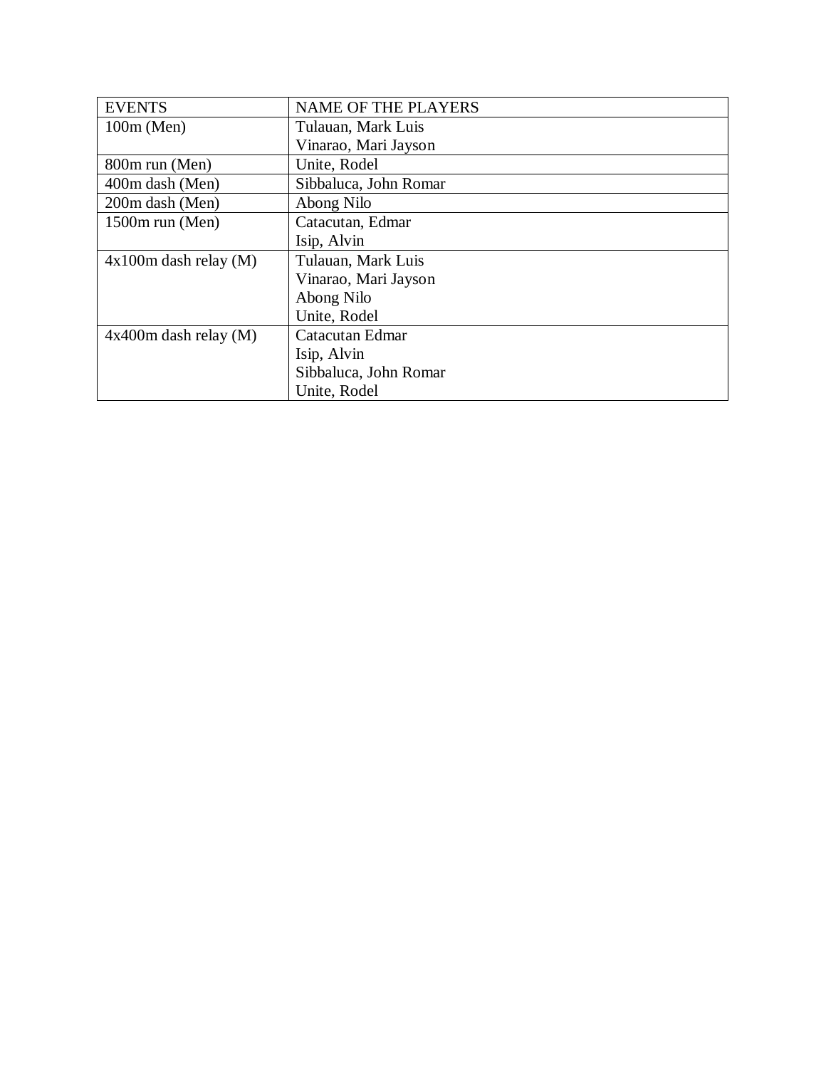| EVENTS | NAME OF THE PLAYERS |
|---|---|
| 100m (Men) | Tulauan, Mark Luis<br>Vinarao, Mari Jayson |
| 800m run (Men) | Unite, Rodel |
| 400m dash (Men) | Sibbaluca, John Romar |
| 200m dash (Men) | Abong Nilo |
| 1500m run (Men) | Catacutan, Edmar<br>Isip, Alvin |
| 4x100m dash relay (M) | Tulauan, Mark Luis<br>Vinarao, Mari Jayson<br>Abong Nilo<br>Unite, Rodel |
| 4x400m dash relay (M) | Catacutan Edmar<br>Isip, Alvin<br>Sibbaluca, John Romar<br>Unite, Rodel |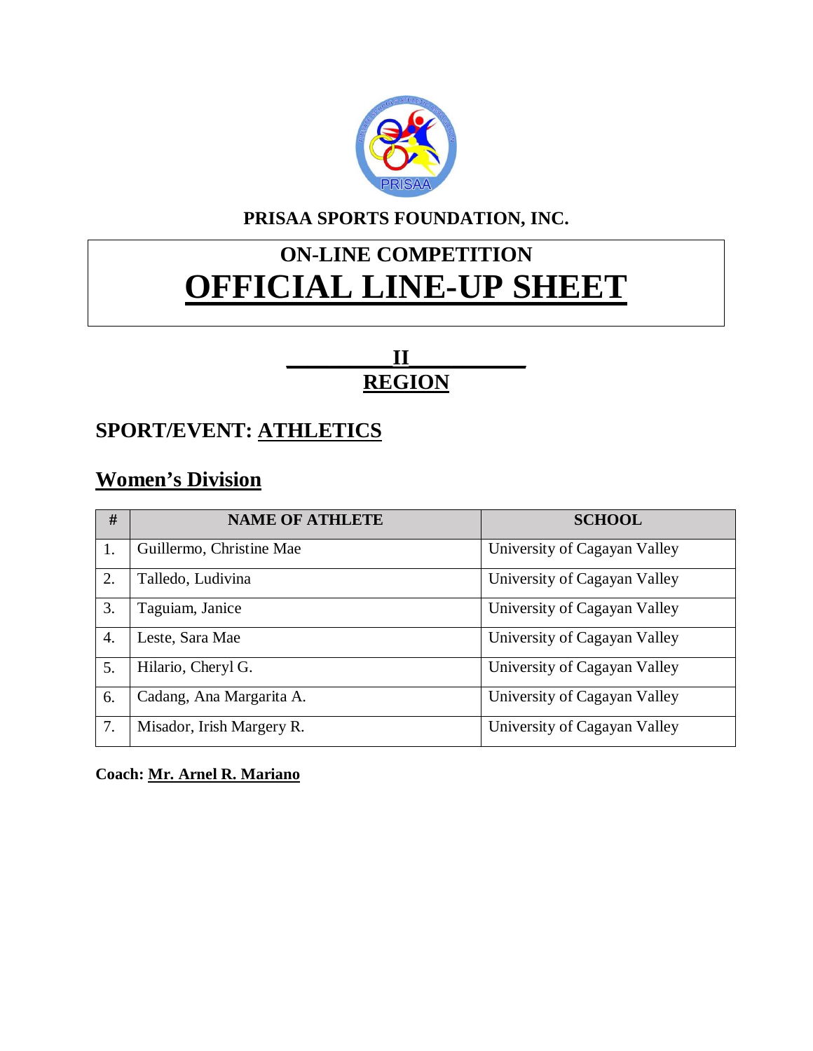**PRISAA SPORTS FOUNDATION, INC.**

# ON-LINE COMPETITION
# OFFICIAL LINE-UP SHEET

**II**
**REGION**

## SPORT/EVENT: ATHLETICS

## Women's Division

| # | NAME OF ATHLETE | SCHOOL |
|---|---|---|
| 1. | Guillermo, Christine Mae | University of Cagayan Valley |
| 2. | Talledo, Ludivina | University of Cagayan Valley |
| 3. | Taguiam, Janice | University of Cagayan Valley |
| 4. | Leste, Sara Mae | University of Cagayan Valley |
| 5. | Hilario, Cheryl G. | University of Cagayan Valley |
| 6. | Cadang, Ana Margarita A. | University of Cagayan Valley |
| 7. | Misador, Irish Margery R. | University of Cagayan Valley |

**Coach: Mr. Arnel R. Mariano**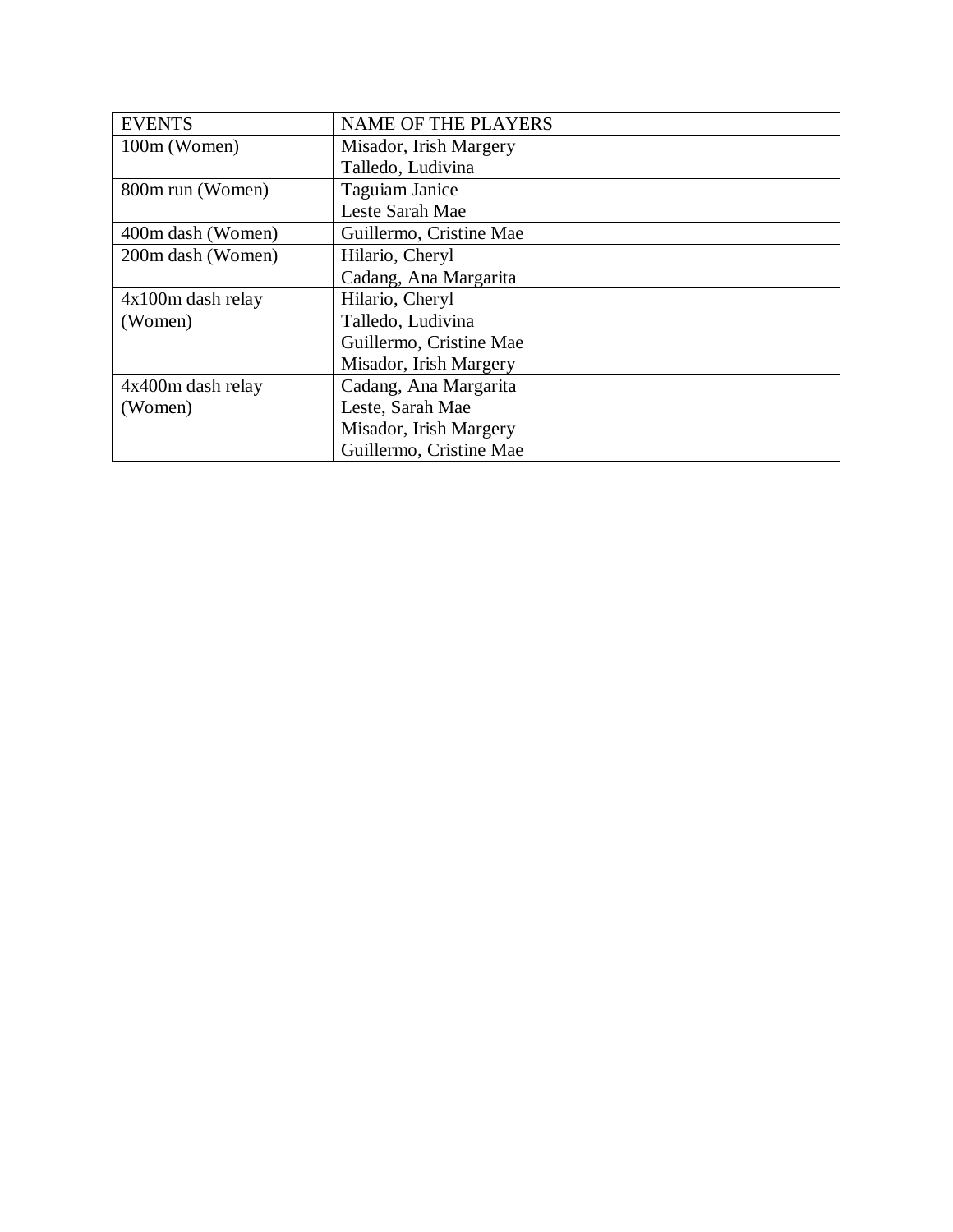| EVENTS | NAME OF THE PLAYERS |
|---|---|
| 100m (Women) | Misador, Irish Margery<br>Talledo, Ludivina |
| 800m run (Women) | Taguiam Janice<br>Leste Sarah Mae |
| 400m dash (Women) | Guillermo, Cristine Mae |
| 200m dash (Women) | Hilario, Cheryl<br>Cadang, Ana Margarita |
| 4x100m dash relay (Women) | Hilario, Cheryl<br>Talledo, Ludivina<br>Guillermo, Cristine Mae<br>Misador, Irish Margery |
| 4x400m dash relay (Women) | Cadang, Ana Margarita<br>Leste, Sarah Mae<br>Misador, Irish Margery<br>Guillermo, Cristine Mae |